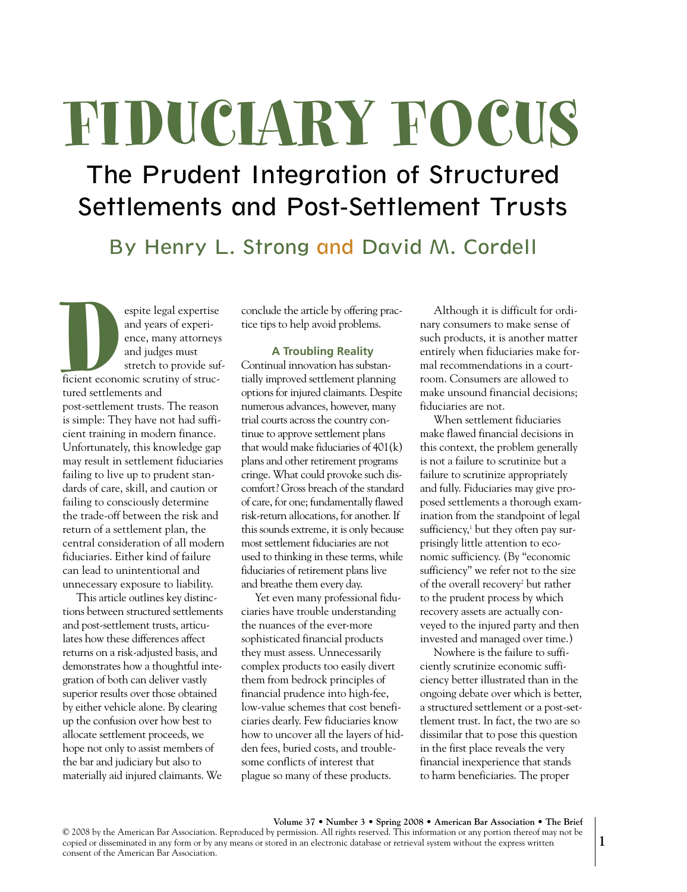# FIDUCIARY FOCUS

## The Prudent Integration of Structured Settlements and Post-Settlement Trusts

### By Henry L. Strong and David M. Cordell

Despite legal expertise and years of experience, many attorneys and judges must stretch to provide sufficient economic scrutiny of structured settlements and post-settlement trusts. The reason is simple: They have not had sufficient training in modern finance. Unfortunately, this knowledge gap may result in settlement fiduciaries failing to live up to prudent standards of care, skill, and caution or failing to consciously determine the trade-off between the risk and return of a settlement plan, the central consideration of all modern fiduciaries. Either kind of failure can lead to unintentional and unnecessary exposure to liability.

This article outlines key distinctions between structured settlements and post-settlement trusts, articulates how these differences affect returns on a risk-adjusted basis, and demonstrates how a thoughtful integration of both can deliver vastly superior results over those obtained by either vehicle alone. By clearing up the confusion over how best to allocate settlement proceeds, we hope not only to assist members of the bar and judiciary but also to materially aid injured claimants. We conclude the article by offering practice tips to help avoid problems.

### A Troubling Reality

Continual innovation has substantially improved settlement planning options for injured claimants. Despite numerous advances, however, many trial courts across the country continue to approve settlement plans that would make fiduciaries of 401(k) plans and other retirement programs cringe. What could provoke such discomfort? Gross breach of the standard of care, for one; fundamentally flawed risk-return allocations, for another. If this sounds extreme, it is only because most settlement fiduciaries are not used to thinking in these terms, while fiduciaries of retirement plans live and breathe them every day.

Yet even many professional fiduciaries have trouble understanding the nuances of the ever-more sophisticated financial products they must assess. Unnecessarily complex products too easily divert them from bedrock principles of financial prudence into high-fee, low-value schemes that cost beneficiaries dearly. Few fiduciaries know how to uncover all the layers of hidden fees, buried costs, and troublesome conflicts of interest that plague so many of these products.

Although it is difficult for ordinary consumers to make sense of such products, it is another matter entirely when fiduciaries make formal recommendations in a courtroom. Consumers are allowed to make unsound financial decisions; fiduciaries are not.

When settlement fiduciaries make flawed financial decisions in this context, the problem generally is not a failure to scrutinize but a failure to scrutinize appropriately and fully. Fiduciaries may give proposed settlements a thorough examination from the standpoint of legal sufficiency,[1] but they often pay surprisingly little attention to economic sufficiency. (By "economic sufficiency" we refer not to the size of the overall recovery[2] but rather to the prudent process by which recovery assets are actually conveyed to the injured party and then invested and managed over time.)

Nowhere is the failure to sufficiently scrutinize economic sufficiency better illustrated than in the ongoing debate over which is better, a structured settlement or a post-settlement trust. In fact, the two are so dissimilar that to pose this question in the first place reveals the very financial inexperience that stands to harm beneficiaries. The proper

© 2008 by the American Bar Association. Reproduced by permission. All rights reserved. This information or any portion thereof may not be copied or disseminated in any form or by any means or stored in an electronic database or retrieval system without the express written consent of the American Bar Association.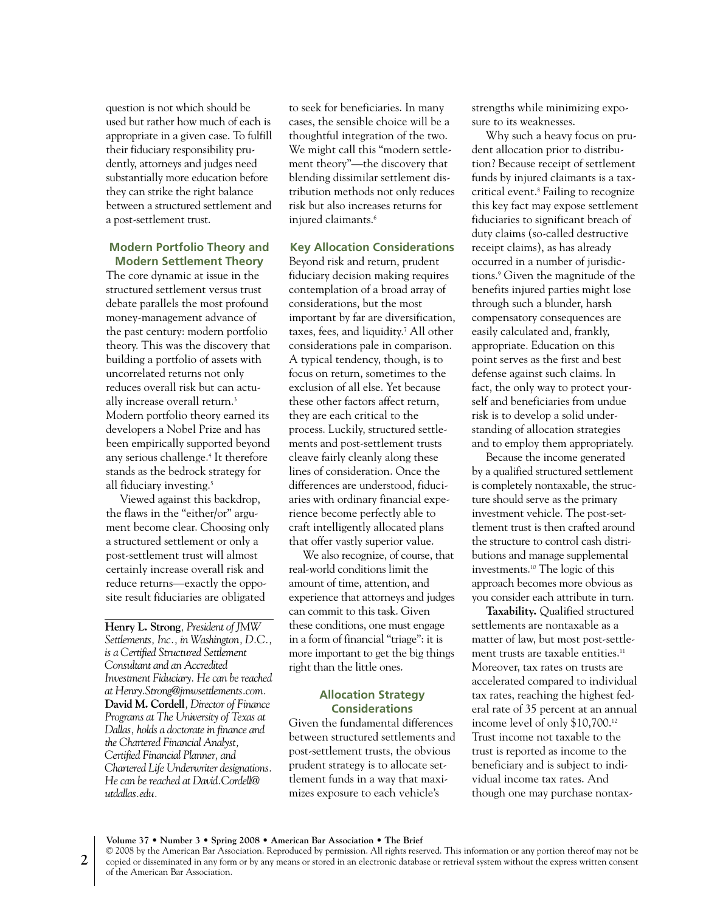question is not which should be used but rather how much of each is appropriate in a given case. To fulfill their fiduciary responsibility prudently, attorneys and judges need substantially more education before they can strike the right balance between a structured settlement and a post-settlement trust.

## Modern Portfolio Theory and Modern Settlement Theory

The core dynamic at issue in the structured settlement versus trust debate parallels the most profound money-management advance of the past century: modern portfolio theory. This was the discovery that building a portfolio of assets with uncorrelated returns not only reduces overall risk but can actually increase overall return.[3] Modern portfolio theory earned its developers a Nobel Prize and has been empirically supported beyond any serious challenge.[4] It therefore stands as the bedrock strategy for all fiduciary investing.[5]

Viewed against this backdrop, the flaws in the "either/or" argument become clear. Choosing only a structured settlement or only a post-settlement trust will almost certainly increase overall risk and reduce returns—exactly the opposite result fiduciaries are obligated to seek for beneficiaries. In many cases, the sensible choice will be a thoughtful integration of the two. We might call this "modern settlement theory"—the discovery that blending dissimilar settlement distribution methods not only reduces risk but also increases returns for injured claimants.[6]

**Henry L. Strong**, *President of JMW Settlements, Inc., in Washington, D.C., is a Certified Structured Settlement Consultant and an Accredited Investment Fiduciary. He can be reached at Henry.Strong@jmwsettlements.com.* **David M. Cordell**, *Director of Finance Programs at The University of Texas at Dallas, holds a doctorate in finance and the Chartered Financial Analyst, Certified Financial Planner, and Chartered Life Underwriter designations. He can be reached at David.Cordell@utdallas.edu.*

## Key Allocation Considerations

Beyond risk and return, prudent fiduciary decision making requires contemplation of a broad array of considerations, but the most important by far are diversification, taxes, fees, and liquidity.[7] All other considerations pale in comparison. A typical tendency, though, is to focus on return, sometimes to the exclusion of all else. Yet because these other factors affect return, they are each critical to the process. Luckily, structured settlements and post-settlement trusts cleave fairly cleanly along these lines of consideration. Once the differences are understood, fiduciaries with ordinary financial experience become perfectly able to craft intelligently allocated plans that offer vastly superior value.

We also recognize, of course, that real-world conditions limit the amount of time, attention, and experience that attorneys and judges can commit to this task. Given these conditions, one must engage in a form of financial "triage": it is more important to get the big things right than the little ones.

## Allocation Strategy Considerations

Given the fundamental differences between structured settlements and post-settlement trusts, the obvious prudent strategy is to allocate settlement funds in a way that maximizes exposure to each vehicle's strengths while minimizing exposure to its weaknesses.

Why such a heavy focus on prudent allocation prior to distribution? Because receipt of settlement funds by injured claimants is a tax-critical event.[8] Failing to recognize this key fact may expose settlement fiduciaries to significant breach of duty claims (so-called destructive receipt claims), as has already occurred in a number of jurisdictions.[9] Given the magnitude of the benefits injured parties might lose through such a blunder, harsh compensatory consequences are easily calculated and, frankly, appropriate. Education on this point serves as the first and best defense against such claims. In fact, the only way to protect yourself and beneficiaries from undue risk is to develop a solid understanding of allocation strategies and to employ them appropriately.

Because the income generated by a qualified structured settlement is completely nontaxable, the structure should serve as the primary investment vehicle. The post-settlement trust is then crafted around the structure to control cash distributions and manage supplemental investments.[10] The logic of this approach becomes more obvious as you consider each attribute in turn.

**Taxability.** Qualified structured settlements are nontaxable as a matter of law, but most post-settlement trusts are taxable entities.[11] Moreover, tax rates on trusts are accelerated compared to individual tax rates, reaching the highest federal rate of 35 percent at an annual income level of only $10,700.[12] Trust income not taxable to the trust is reported as income to the beneficiary and is subject to individual income tax rates. And though one may purchase nontax-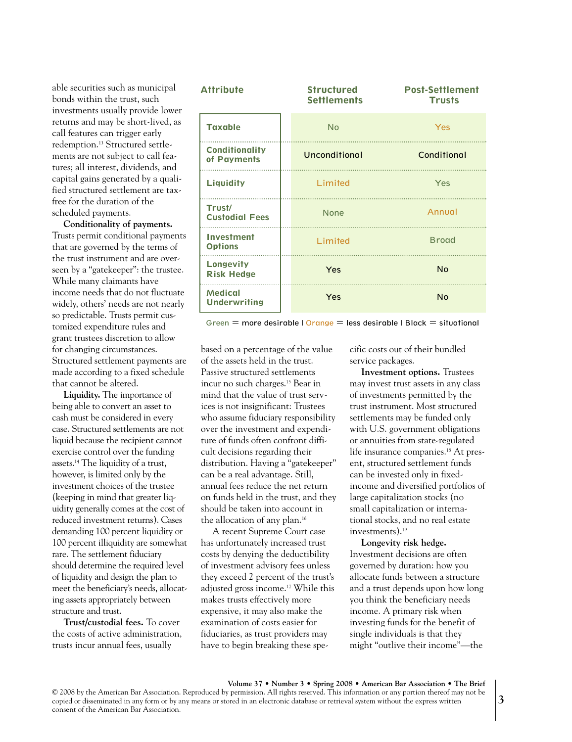able securities such as municipal bonds within the trust, such investments usually provide lower returns and may be short-lived, as call features can trigger early redemption.[13] Structured settlements are not subject to call features; all interest, dividends, and capital gains generated by a qualified structured settlement are tax-free for the duration of the scheduled payments.

**Conditionality of payments.** Trusts permit conditional payments that are governed by the terms of the trust instrument and are overseen by a "gatekeeper": the trustee. While many claimants have income needs that do not fluctuate widely, others' needs are not nearly so predictable. Trusts permit customized expenditure rules and grant trustees discretion to allow for changing circumstances. Structured settlement payments are made according to a fixed schedule that cannot be altered.

**Liquidity.** The importance of being able to convert an asset to cash must be considered in every case. Structured settlements are not liquid because the recipient cannot exercise control over the funding assets.[14] The liquidity of a trust, however, is limited only by the investment choices of the trustee (keeping in mind that greater liquidity generally comes at the cost of reduced investment returns). Cases demanding 100 percent liquidity or 100 percent illiquidity are somewhat rare. The settlement fiduciary should determine the required level of liquidity and design the plan to meet the beneficiary's needs, allocating assets appropriately between structure and trust.

**Trust/custodial fees.** To cover the costs of active administration, trusts incur annual fees, usually based on a percentage of the value of the assets held in the trust. Passive structured settlements incur no such charges.[15] Bear in mind that the value of trust services is not insignificant: Trustees who assume fiduciary responsibility over the investment and expenditure of funds often confront difficult decisions regarding their distribution. Having a "gatekeeper" can be a real advantage. Still, annual fees reduce the net return on funds held in the trust, and they should be taken into account in the allocation of any plan.[16]

A recent Supreme Court case has unfortunately increased trust costs by denying the deductibility of investment advisory fees unless they exceed 2 percent of the trust's adjusted gross income.[17] While this makes trusts effectively more expensive, it may also make the examination of costs easier for fiduciaries, as trust providers may have to begin breaking these specific costs out of their bundled service packages.

| Attribute | Structured Settlements | Post-Settlement Trusts |
|---|---|---|
| Taxable | No | Yes |
| Conditionality of Payments | Unconditional | Conditional |
| Liquidity | Limited | Yes |
| Trust/Custodial Fees | None | Annual |
| Investment Options | Limited | Broad |
| Longevity Risk Hedge | Yes | No |
| Medical Underwriting | Yes | No |

Green = more desirable | Orange = less desirable | Black = situational

**Investment options.** Trustees may invest trust assets in any class of investments permitted by the trust instrument. Most structured settlements may be funded only with U.S. government obligations or annuities from state-regulated life insurance companies.[18] At present, structured settlement funds can be invested only in fixed-income and diversified portfolios of large capitalization stocks (no small capitalization or international stocks, and no real estate investments).[19]

**Longevity risk hedge.** Investment decisions are often governed by duration: how you allocate funds between a structure and a trust depends upon how long you think the beneficiary needs income. A primary risk when investing funds for the benefit of single individuals is that they might "outlive their income"—the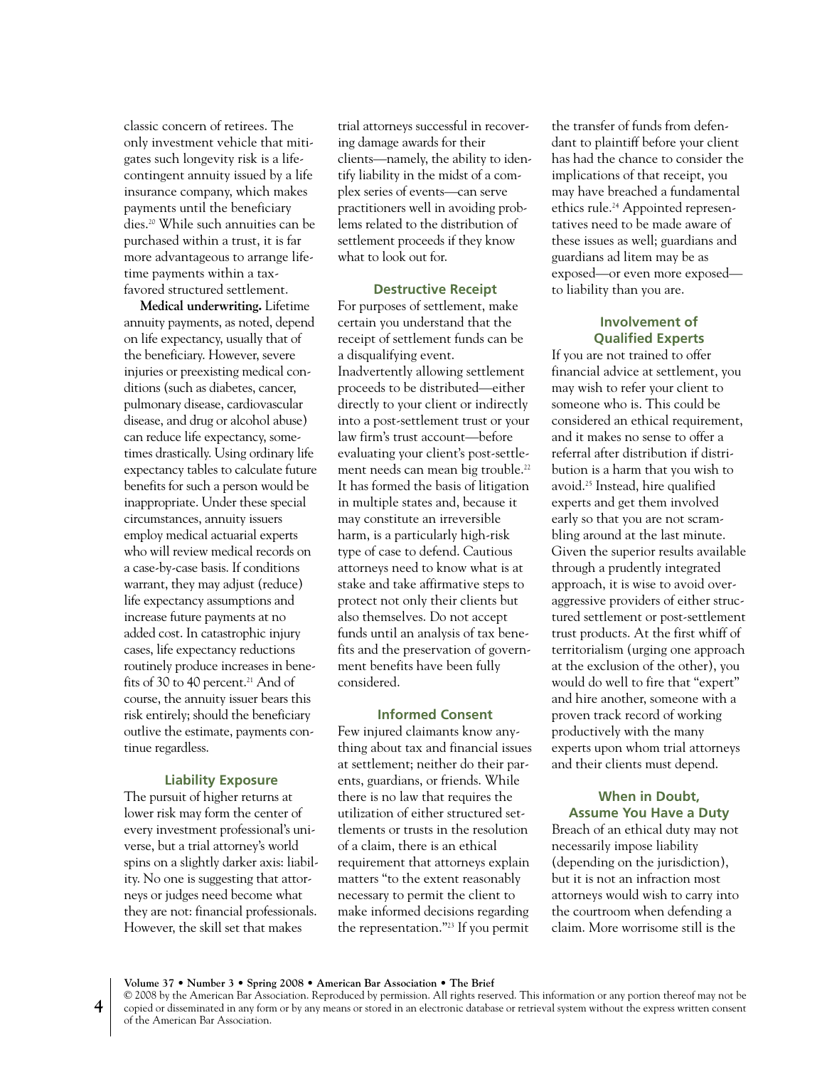classic concern of retirees. The only investment vehicle that mitigates such longevity risk is a life-contingent annuity issued by a life insurance company, which makes payments until the beneficiary dies.[20] While such annuities can be purchased within a trust, it is far more advantageous to arrange lifetime payments within a tax-favored structured settlement.

**Medical underwriting.** Lifetime annuity payments, as noted, depend on life expectancy, usually that of the beneficiary. However, severe injuries or preexisting medical conditions (such as diabetes, cancer, pulmonary disease, cardiovascular disease, and drug or alcohol abuse) can reduce life expectancy, sometimes drastically. Using ordinary life expectancy tables to calculate future benefits for such a person would be inappropriate. Under these special circumstances, annuity issuers employ medical actuarial experts who will review medical records on a case-by-case basis. If conditions warrant, they may adjust (reduce) life expectancy assumptions and increase future payments at no added cost. In catastrophic injury cases, life expectancy reductions routinely produce increases in benefits of 30 to 40 percent.[21] And of course, the annuity issuer bears this risk entirely; should the beneficiary outlive the estimate, payments continue regardless.

### Liability Exposure

The pursuit of higher returns at lower risk may form the center of every investment professional's universe, but a trial attorney's world spins on a slightly darker axis: liability. No one is suggesting that attorneys or judges need become what they are not: financial professionals. However, the skill set that makes trial attorneys successful in recovering damage awards for their clients—namely, the ability to identify liability in the midst of a complex series of events—can serve practitioners well in avoiding problems related to the distribution of settlement proceeds if they know what to look out for.

### Destructive Receipt

For purposes of settlement, make certain you understand that the receipt of settlement funds can be a disqualifying event. Inadvertently allowing settlement proceeds to be distributed—either directly to your client or indirectly into a post-settlement trust or your law firm's trust account—before evaluating your client's post-settlement needs can mean big trouble.[22] It has formed the basis of litigation in multiple states and, because it may constitute an irreversible harm, is a particularly high-risk type of case to defend. Cautious attorneys need to know what is at stake and take affirmative steps to protect not only their clients but also themselves. Do not accept funds until an analysis of tax benefits and the preservation of government benefits have been fully considered.

### Informed Consent

Few injured claimants know anything about tax and financial issues at settlement; neither do their parents, guardians, or friends. While there is no law that requires the utilization of either structured settlements or trusts in the resolution of a claim, there is an ethical requirement that attorneys explain matters "to the extent reasonably necessary to permit the client to make informed decisions regarding the representation."[23] If you permit the transfer of funds from defendant to plaintiff before your client has had the chance to consider the implications of that receipt, you may have breached a fundamental ethics rule.[24] Appointed representatives need to be made aware of these issues as well; guardians and guardians ad litem may be as exposed—or even more exposed—to liability than you are.

### Involvement of Qualified Experts

If you are not trained to offer financial advice at settlement, you may wish to refer your client to someone who is. This could be considered an ethical requirement, and it makes no sense to offer a referral after distribution if distribution is a harm that you wish to avoid.[25] Instead, hire qualified experts and get them involved early so that you are not scrambling around at the last minute. Given the superior results available through a prudently integrated approach, it is wise to avoid overaggressive providers of either structured settlement or post-settlement trust products. At the first whiff of territorialism (urging one approach at the exclusion of the other), you would do well to fire that "expert" and hire another, someone with a proven track record of working productively with the many experts upon whom trial attorneys and their clients must depend.

### When in Doubt, Assume You Have a Duty

Breach of an ethical duty may not necessarily impose liability (depending on the jurisdiction), but it is not an infraction most attorneys would wish to carry into the courtroom when defending a claim. More worrisome still is the

© 2008 by the American Bar Association. Reproduced by permission. All rights reserved. This information or any portion thereof may not be copied or disseminated in any form or by any means or stored in an electronic database or retrieval system without the express written consent of the American Bar Association.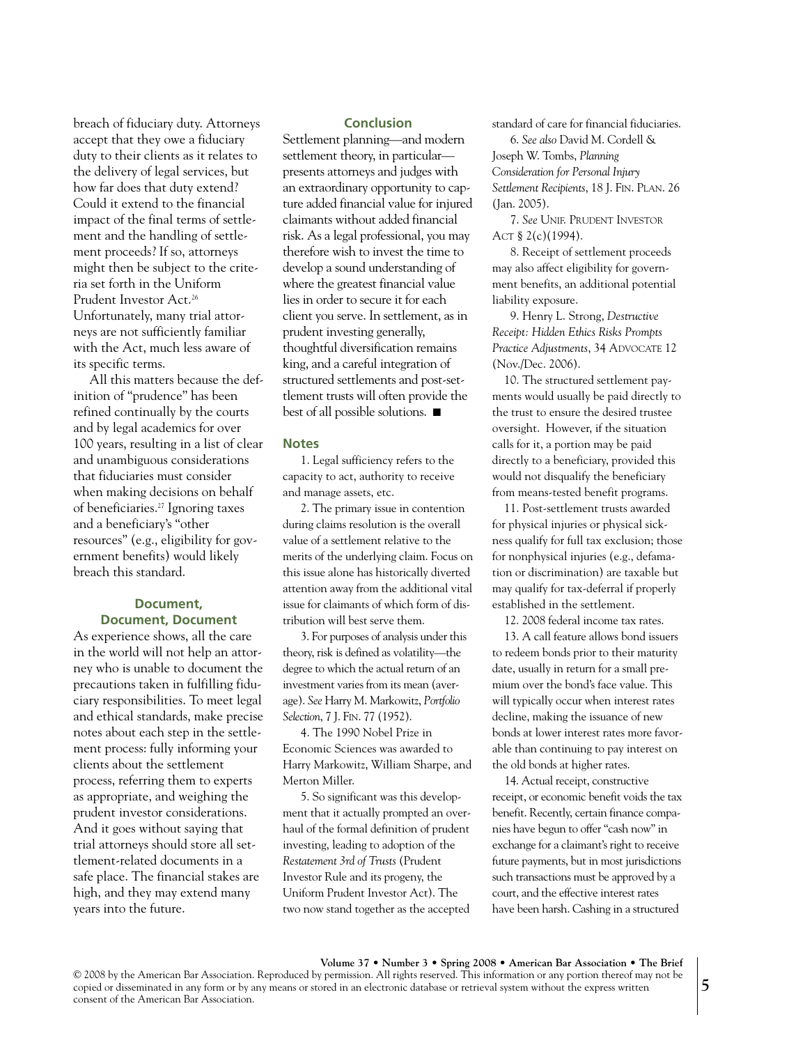breach of fiduciary duty. Attorneys accept that they owe a fiduciary duty to their clients as it relates to the delivery of legal services, but how far does that duty extend? Could it extend to the financial impact of the final terms of settlement and the handling of settlement proceeds? If so, attorneys might then be subject to the criteria set forth in the Uniform Prudent Investor Act.[26] Unfortunately, many trial attorneys are not sufficiently familiar with the Act, much less aware of its specific terms.

All this matters because the definition of "prudence" has been refined continually by the courts and by legal academics for over 100 years, resulting in a list of clear and unambiguous considerations that fiduciaries must consider when making decisions on behalf of beneficiaries.[27] Ignoring taxes and a beneficiary's "other resources" (e.g., eligibility for government benefits) would likely breach this standard.

## Document, Document, Document

As experience shows, all the care in the world will not help an attorney who is unable to document the precautions taken in fulfilling fiduciary responsibilities. To meet legal and ethical standards, make precise notes about each step in the settlement process: fully informing your clients about the settlement process, referring them to experts as appropriate, and weighing the prudent investor considerations. And it goes without saying that trial attorneys should store all settlement-related documents in a safe place. The financial stakes are high, and they may extend many years into the future.

## Conclusion

Settlement planning—and modern settlement theory, in particular—presents attorneys and judges with an extraordinary opportunity to capture added financial value for injured claimants without added financial risk. As a legal professional, you may therefore wish to invest the time to develop a sound understanding of where the greatest financial value lies in order to secure it for each client you serve. In settlement, as in prudent investing generally, thoughtful diversification remains king, and a careful integration of structured settlements and post-settlement trusts will often provide the best of all possible solutions. ■

## Notes

1. Legal sufficiency refers to the capacity to act, authority to receive and manage assets, etc.

2. The primary issue in contention during claims resolution is the overall value of a settlement relative to the merits of the underlying claim. Focus on this issue alone has historically diverted attention away from the additional vital issue for claimants of which form of distribution will best serve them.

3. For purposes of analysis under this theory, risk is defined as volatility—the degree to which the actual return of an investment varies from its mean (average). *See* Harry M. Markowitz, *Portfolio Selection*, 7 J. FIN. 77 (1952).

4. The 1990 Nobel Prize in Economic Sciences was awarded to Harry Markowitz, William Sharpe, and Merton Miller.

5. So significant was this development that it actually prompted an overhaul of the formal definition of prudent investing, leading to adoption of the *Restatement 3rd of Trusts* (Prudent Investor Rule and its progeny, the Uniform Prudent Investor Act). The two now stand together as the accepted standard of care for financial fiduciaries.

6. *See also* David M. Cordell & Joseph W. Tombs, *Planning Consideration for Personal Injury Settlement Recipients*, 18 J. FIN. PLAN. 26 (Jan. 2005).

7. *See* UNIF. PRUDENT INVESTOR ACT § 2(c)(1994).

8. Receipt of settlement proceeds may also affect eligibility for government benefits, an additional potential liability exposure.

9. Henry L. Strong, *Destructive Receipt: Hidden Ethics Risks Prompts Practice Adjustments*, 34 ADVOCATE 12 (Nov./Dec. 2006).

10. The structured settlement payments would usually be paid directly to the trust to ensure the desired trustee oversight. However, if the situation calls for it, a portion may be paid directly to a beneficiary, provided this would not disqualify the beneficiary from means-tested benefit programs.

11. Post-settlement trusts awarded for physical injuries or physical sickness qualify for full tax exclusion; those for nonphysical injuries (e.g., defamation or discrimination) are taxable but may qualify for tax-deferral if properly established in the settlement.

12. 2008 federal income tax rates.

13. A call feature allows bond issuers to redeem bonds prior to their maturity date, usually in return for a small premium over the bond's face value. This will typically occur when interest rates decline, making the issuance of new bonds at lower interest rates more favorable than continuing to pay interest on the old bonds at higher rates.

14. Actual receipt, constructive receipt, or economic benefit voids the tax benefit. Recently, certain finance companies have begun to offer "cash now" in exchange for a claimant's right to receive future payments, but in most jurisdictions such transactions must be approved by a court, and the effective interest rates have been harsh. Cashing in a structured

© 2008 by the American Bar Association. Reproduced by permission. All rights reserved. This information or any portion thereof may not be copied or disseminated in any form or by any means or stored in an electronic database or retrieval system without the express written consent of the American Bar Association.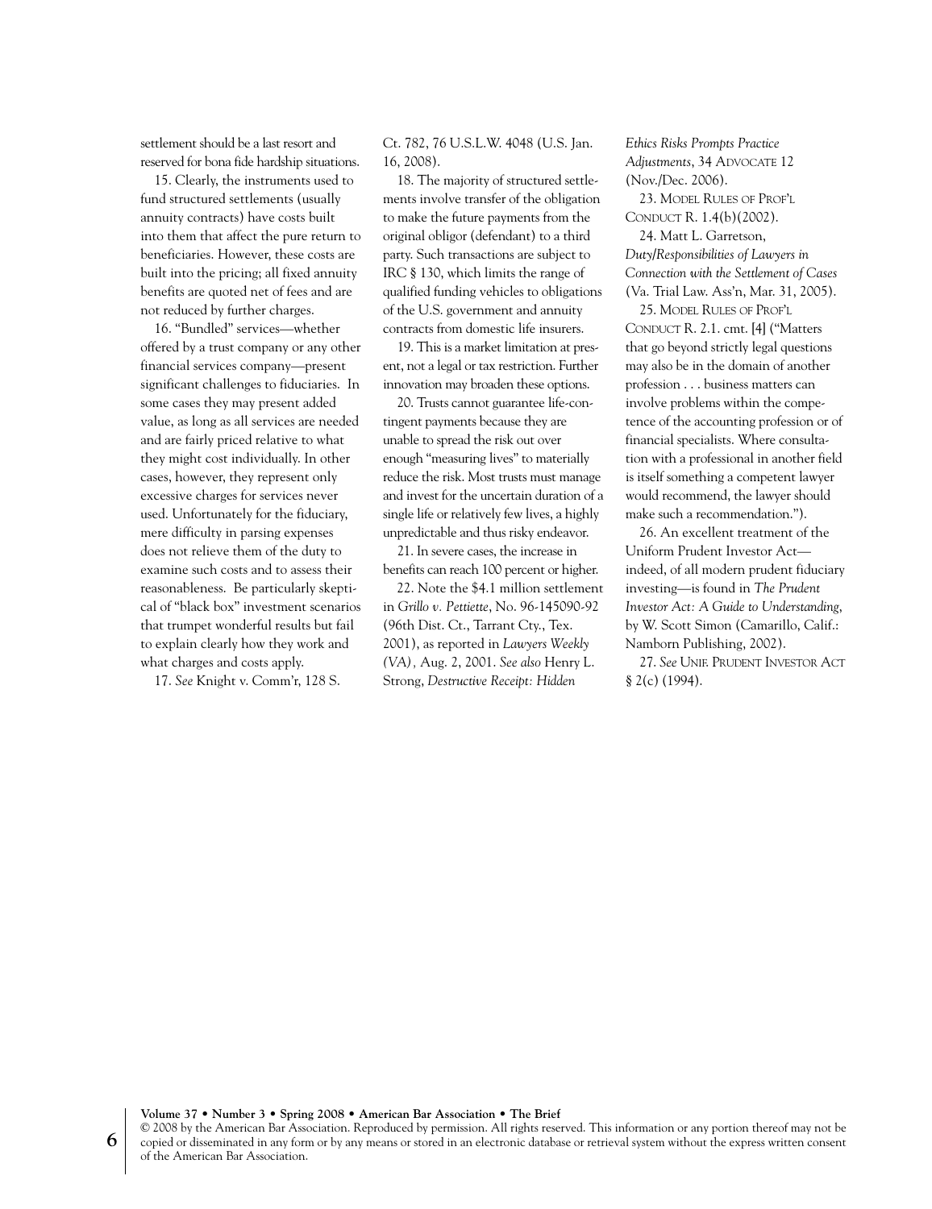settlement should be a last resort and reserved for bona fide hardship situations.

15. Clearly, the instruments used to fund structured settlements (usually annuity contracts) have costs built into them that affect the pure return to beneficiaries. However, these costs are built into the pricing; all fixed annuity benefits are quoted net of fees and are not reduced by further charges.

16. "Bundled" services—whether offered by a trust company or any other financial services company—present significant challenges to fiduciaries. In some cases they may present added value, as long as all services are needed and are fairly priced relative to what they might cost individually. In other cases, however, they represent only excessive charges for services never used. Unfortunately for the fiduciary, mere difficulty in parsing expenses does not relieve them of the duty to examine such costs and to assess their reasonableness. Be particularly skeptical of "black box" investment scenarios that trumpet wonderful results but fail to explain clearly how they work and what charges and costs apply.

17. *See* Knight v. Comm'r, 128 S. Ct. 782, 76 U.S.L.W. 4048 (U.S. Jan. 16, 2008).

18. The majority of structured settlements involve transfer of the obligation to make the future payments from the original obligor (defendant) to a third party. Such transactions are subject to IRC § 130, which limits the range of qualified funding vehicles to obligations of the U.S. government and annuity contracts from domestic life insurers.

19. This is a market limitation at present, not a legal or tax restriction. Further innovation may broaden these options.

20. Trusts cannot guarantee life-contingent payments because they are unable to spread the risk out over enough "measuring lives" to materially reduce the risk. Most trusts must manage and invest for the uncertain duration of a single life or relatively few lives, a highly unpredictable and thus risky endeavor.

21. In severe cases, the increase in benefits can reach 100 percent or higher.

22. Note the $4.1 million settlement in *Grillo v. Pettiette*, No. 96-145090-92 (96th Dist. Ct., Tarrant Cty., Tex. 2001), as reported in *Lawyers Weekly (VA)*, Aug. 2, 2001. *See also* Henry L. Strong, *Destructive Receipt: Hidden Ethics Risks Prompts Practice Adjustments*, 34 ADVOCATE 12 (Nov./Dec. 2006).

23. MODEL RULES OF PROF'L CONDUCT R. 1.4(b)(2002).

24. Matt L. Garretson, *Duty/Responsibilities of Lawyers in Connection with the Settlement of Cases* (Va. Trial Law. Ass'n, Mar. 31, 2005).

25. MODEL RULES OF PROF'L CONDUCT R. 2.1. cmt. [4] ("Matters that go beyond strictly legal questions may also be in the domain of another profession . . . business matters can involve problems within the competence of the accounting profession or of financial specialists. Where consultation with a professional in another field is itself something a competent lawyer would recommend, the lawyer should make such a recommendation.").

26. An excellent treatment of the Uniform Prudent Investor Act—indeed, of all modern prudent fiduciary investing—is found in *The Prudent Investor Act: A Guide to Understanding*, by W. Scott Simon (Camarillo, Calif.: Namborn Publishing, 2002).

27. *See* UNIF. PRUDENT INVESTOR ACT § 2(c) (1994).

© 2008 by the American Bar Association. Reproduced by permission. All rights reserved. This information or any portion thereof may not be copied or disseminated in any form or by any means or stored in an electronic database or retrieval system without the express written consent of the American Bar Association.